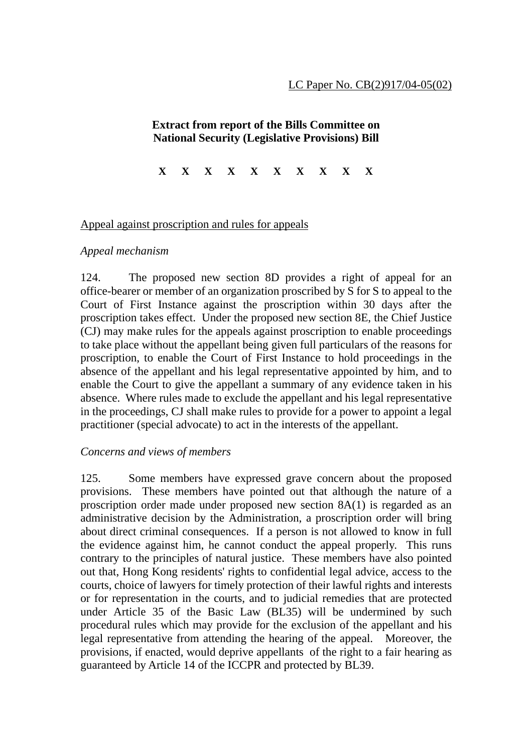LC Paper No. CB(2)917/04-05(02)

**Extract from report of the Bills Committee on National Security (Legislative Provisions) Bill**

**X X X X X X X X X X**

## Appeal against proscription and rules for appeals

*Appeal mechanism*

124. The proposed new section 8D provides a right of appeal for an office-bearer or member of an organization proscribed by S for S to appeal to the Court of First Instance against the proscription within 30 days after the proscription takes effect. Under the proposed new section 8E, the Chief Justice (CJ) may make rules for the appeals against proscription to enable proceedings to take place without the appellant being given full particulars of the reasons for proscription, to enable the Court of First Instance to hold proceedings in the absence of the appellant and his legal representative appointed by him, and to enable the Court to give the appellant a summary of any evidence taken in his absence. Where rules made to exclude the appellant and his legal representative in the proceedings, CJ shall make rules to provide for a power to appoint a legal practitioner (special advocate) to act in the interests of the appellant.

*Concerns and views of members*

125. Some members have expressed grave concern about the proposed provisions. These members have pointed out that although the nature of a proscription order made under proposed new section 8A(1) is regarded as an administrative decision by the Administration, a proscription order will bring about direct criminal consequences. If a person is not allowed to know in full the evidence against him, he cannot conduct the appeal properly. This runs contrary to the principles of natural justice. These members have also pointed out that, Hong Kong residents' rights to confidential legal advice, access to the courts, choice of lawyers for timely protection of their lawful rights and interests or for representation in the courts, and to judicial remedies that are protected under Article 35 of the Basic Law (BL35) will be undermined by such procedural rules which may provide for the exclusion of the appellant and his legal representative from attending the hearing of the appeal. Moreover, the provisions, if enacted, would deprive appellants of the right to a fair hearing as guaranteed by Article 14 of the ICCPR and protected by BL39.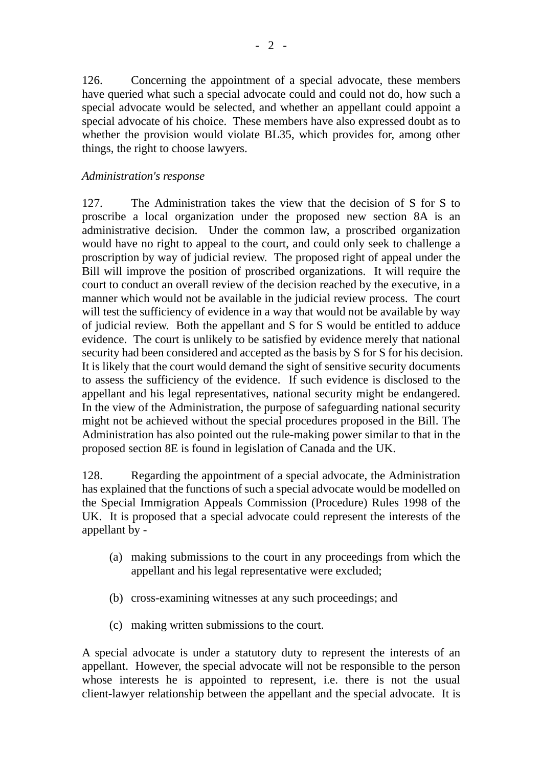126. Concerning the appointment of a special advocate, these members have queried what such a special advocate could and could not do, how such a special advocate would be selected, and whether an appellant could appoint a special advocate of his choice. These members have also expressed doubt as to whether the provision would violate BL35, which provides for, among other things, the right to choose lawyers.

*Administration's response*

127. The Administration takes the view that the decision of S for S to proscribe a local organization under the proposed new section 8A is an administrative decision. Under the common law, a proscribed organization would have no right to appeal to the court, and could only seek to challenge a proscription by way of judicial review. The proposed right of appeal under the Bill will improve the position of proscribed organizations. It will require the court to conduct an overall review of the decision reached by the executive, in a manner which would not be available in the judicial review process. The court will test the sufficiency of evidence in a way that would not be available by way of judicial review. Both the appellant and S for S would be entitled to adduce evidence. The court is unlikely to be satisfied by evidence merely that national security had been considered and accepted as the basis by S for S for his decision. It is likely that the court would demand the sight of sensitive security documents to assess the sufficiency of the evidence. If such evidence is disclosed to the appellant and his legal representatives, national security might be endangered. In the view of the Administration, the purpose of safeguarding national security might not be achieved without the special procedures proposed in the Bill. The Administration has also pointed out the rule-making power similar to that in the proposed section 8E is found in legislation of Canada and the UK.

128. Regarding the appointment of a special advocate, the Administration has explained that the functions of such a special advocate would be modelled on the Special Immigration Appeals Commission (Procedure) Rules 1998 of the UK. It is proposed that a special advocate could represent the interests of the appellant by -

(a) making submissions to the court in any proceedings from which the appellant and his legal representative were excluded;

(b) cross-examining witnesses at any such proceedings; and

(c) making written submissions to the court.

A special advocate is under a statutory duty to represent the interests of an appellant. However, the special advocate will not be responsible to the person whose interests he is appointed to represent, i.e. there is not the usual client-lawyer relationship between the appellant and the special advocate. It is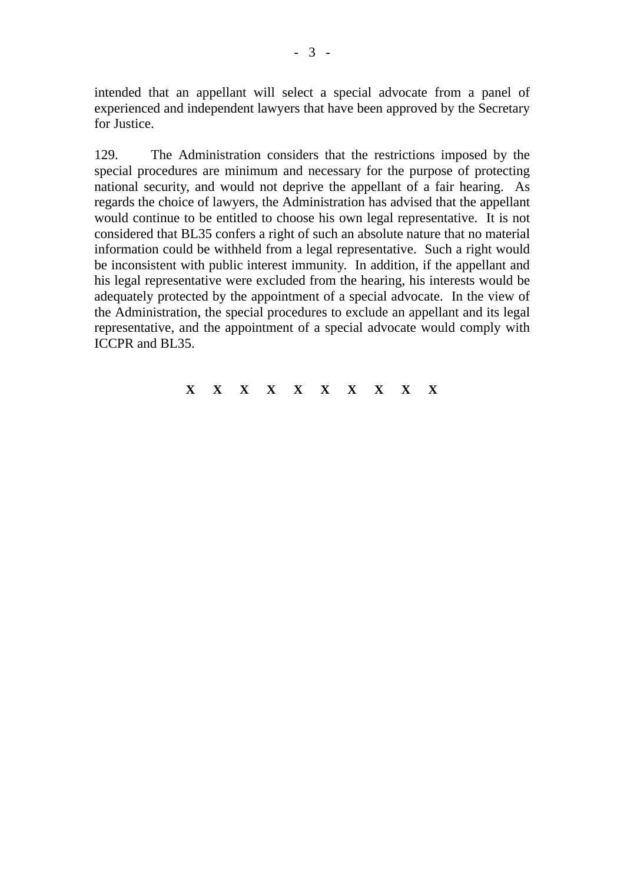intended that an appellant will select a special advocate from a panel of experienced and independent lawyers that have been approved by the Secretary for Justice.

129. The Administration considers that the restrictions imposed by the special procedures are minimum and necessary for the purpose of protecting national security, and would not deprive the appellant of a fair hearing. As regards the choice of lawyers, the Administration has advised that the appellant would continue to be entitled to choose his own legal representative. It is not considered that BL35 confers a right of such an absolute nature that no material information could be withheld from a legal representative. Such a right would be inconsistent with public interest immunity. In addition, if the appellant and his legal representative were excluded from the hearing, his interests would be adequately protected by the appointment of a special advocate. In the view of the Administration, the special procedures to exclude an appellant and its legal representative, and the appointment of a special advocate would comply with ICCPR and BL35.

X X X X X X X X X X